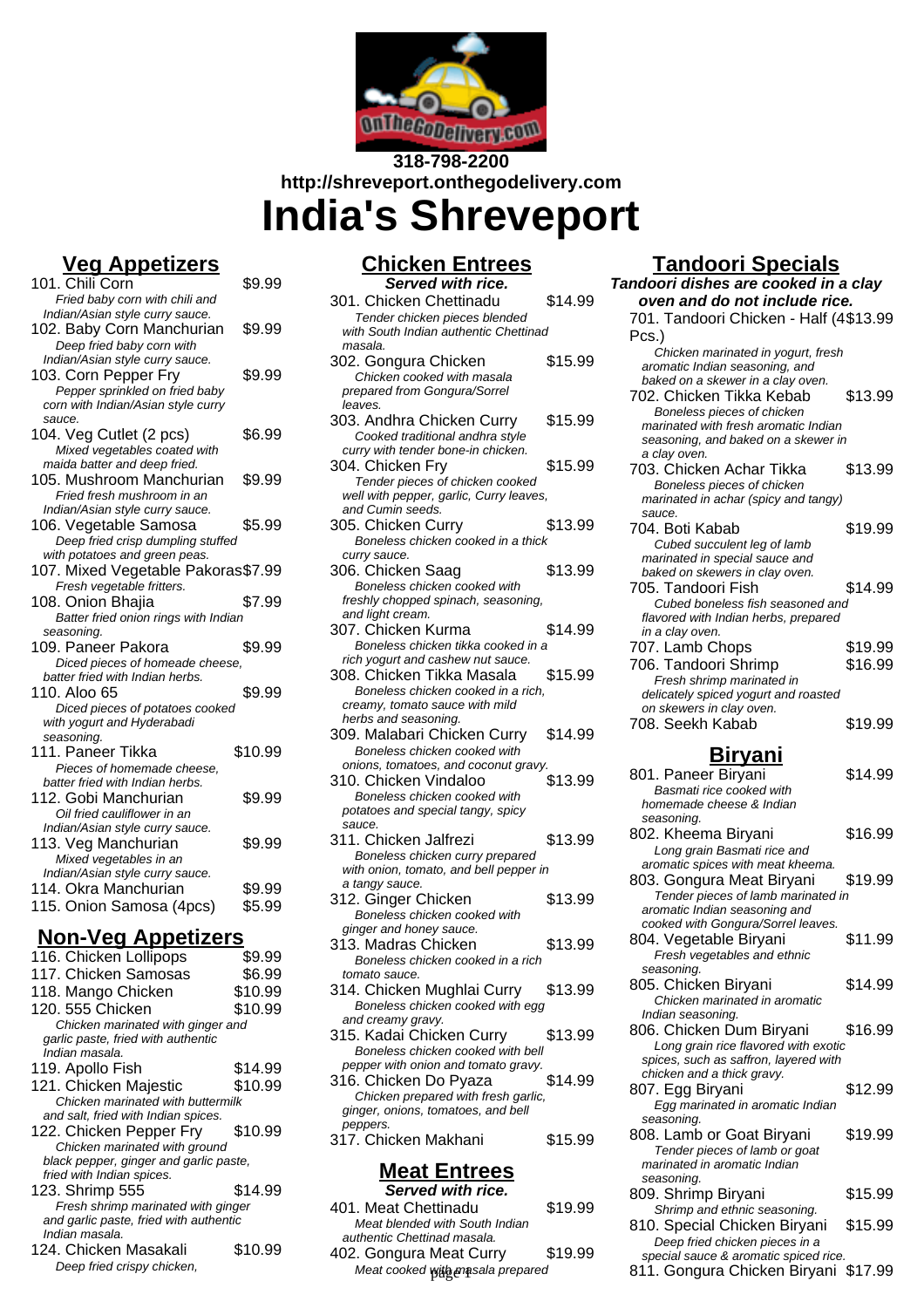318-798-2200
http://shreveport.onthegodelivery.com

# India's Shreveport

## Veg Appetizers

101. Chili Corn $9.99
*Fried baby corn with chili and Indian/Asian style curry sauce.*

102. Baby Corn Manchurian $9.99
*Deep fried baby corn with Indian/Asian style curry sauce.*

103. Corn Pepper Fry $9.99
*Pepper sprinkled on fried baby corn with Indian/Asian style curry sauce.*

104. Veg Cutlet (2 pcs) $6.99
*Mixed vegetables coated with maida batter and deep fried.*

105. Mushroom Manchurian $9.99
*Fried fresh mushroom in an Indian/Asian style curry sauce.*

106. Vegetable Samosa $5.99
*Deep fried crisp dumpling stuffed with potatoes and green peas.*

107. Mixed Vegetable Pakoras $7.99
*Fresh vegetable fritters.*

108. Onion Bhajia $7.99
*Batter fried onion rings with Indian seasoning.*

109. Paneer Pakora $9.99
*Diced pieces of homeade cheese, batter fried with Indian herbs.*

110. Aloo 65 $9.99
*Diced pieces of potatoes cooked with yogurt and Hyderabadi seasoning.*

111. Paneer Tikka $10.99
*Pieces of homemade cheese, batter fried with Indian herbs.*

112. Gobi Manchurian $9.99
*Oil fried cauliflower in an Indian/Asian style curry sauce.*

113. Veg Manchurian $9.99
*Mixed vegetables in an Indian/Asian style curry sauce.*

114. Okra Manchurian $9.99

115. Onion Samosa (4pcs) $5.99

## Non-Veg Appetizers

116. Chicken Lollipops $9.99

117. Chicken Samosas $6.99

118. Mango Chicken $10.99

120. 555 Chicken $10.99
*Chicken marinated with ginger and garlic paste, fried with authentic Indian masala.*

119. Apollo Fish $14.99

121. Chicken Majestic $10.99
*Chicken marinated with buttermilk and salt, fried with Indian spices.*

122. Chicken Pepper Fry $10.99
*Chicken marinated with ground black pepper, ginger and garlic paste, fried with Indian spices.*

123. Shrimp 555 $14.99
*Fresh shrimp marinated with ginger and garlic paste, fried with authentic Indian masala.*

124. Chicken Masakali $10.99
*Deep fried crispy chicken,*

## Chicken Entrees

***Served with rice.***

301. Chicken Chettinadu $14.99
*Tender chicken pieces blended with South Indian authentic Chettinad masala.*

302. Gongura Chicken $15.99
*Chicken cooked with masala prepared from Gongura/Sorrel leaves.*

303. Andhra Chicken Curry $15.99
*Cooked traditional andhra style curry with tender bone-in chicken.*

304. Chicken Fry $15.99
*Tender pieces of chicken cooked well with pepper, garlic, Curry leaves, and Cumin seeds.*

305. Chicken Curry $13.99
*Boneless chicken cooked in a thick curry sauce.*

306. Chicken Saag $13.99
*Boneless chicken cooked with freshly chopped spinach, seasoning, and light cream.*

307. Chicken Kurma $14.99
*Boneless chicken tikka cooked in a rich yogurt and cashew nut sauce.*

308. Chicken Tikka Masala $15.99
*Boneless chicken cooked in a rich, creamy, tomato sauce with mild herbs and seasoning.*

309. Malabari Chicken Curry $14.99
*Boneless chicken cooked with onions, tomatoes, and coconut gravy.*

310. Chicken Vindaloo $13.99
*Boneless chicken cooked with potatoes and special tangy, spicy sauce.*

311. Chicken Jalfrezi $13.99
*Boneless chicken curry prepared with onion, tomato, and bell pepper in a tangy sauce.*

312. Ginger Chicken $13.99
*Boneless chicken cooked with ginger and honey sauce.*

313. Madras Chicken $13.99
*Boneless chicken cooked in a rich tomato sauce.*

314. Chicken Mughlai Curry $13.99
*Boneless chicken cooked with egg and creamy gravy.*

315. Kadai Chicken Curry $13.99
*Boneless chicken cooked with bell pepper with onion and tomato gravy.*

316. Chicken Do Pyaza $14.99
*Chicken prepared with fresh garlic, ginger, onions, tomatoes, and bell peppers.*

317. Chicken Makhani $15.99

## Meat Entrees

***Served with rice.***

401. Meat Chettinadu $19.99
*Meat blended with South Indian authentic Chettinad masala.*

402. Gongura Meat Curry $19.99
*Meat cooked with masala prepared*

## Tandoori Specials

***Tandoori dishes are cooked in a clay oven and do not include rice.***

701. Tandoori Chicken - Half (4 Pcs.) $13.99
*Chicken marinated in yogurt, fresh aromatic Indian seasoning, and baked on a skewer in a clay oven.*

702. Chicken Tikka Kebab $13.99
*Boneless pieces of chicken marinated with fresh aromatic Indian seasoning, and baked on a skewer in a clay oven.*

703. Chicken Achar Tikka $13.99
*Boneless pieces of chicken marinated in achar (spicy and tangy) sauce.*

704. Boti Kabab $19.99
*Cubed succulent leg of lamb marinated in special sauce and baked on skewers in clay oven.*

705. Tandoori Fish $14.99
*Cubed boneless fish seasoned and flavored with Indian herbs, prepared in a clay oven.*

707. Lamb Chops $19.99

706. Tandoori Shrimp $16.99
*Fresh shrimp marinated in delicately spiced yogurt and roasted on skewers in clay oven.*

708. Seekh Kabab $19.99

## Biryani

801. Paneer Biryani $14.99
*Basmati rice cooked with homemade cheese & Indian seasoning.*

802. Kheema Biryani $16.99
*Long grain Basmati rice and aromatic spices with meat kheema.*

803. Gongura Meat Biryani $19.99
*Tender pieces of lamb marinated in aromatic Indian seasoning and cooked with Gongura/Sorrel leaves.*

804. Vegetable Biryani $11.99
*Fresh vegetables and ethnic seasoning.*

805. Chicken Biryani $14.99
*Chicken marinated in aromatic Indian seasoning.*

806. Chicken Dum Biryani $16.99
*Long grain rice flavored with exotic spices, such as saffron, layered with chicken and a thick gravy.*

807. Egg Biryani $12.99
*Egg marinated in aromatic Indian seasoning.*

808. Lamb or Goat Biryani $19.99
*Tender pieces of lamb or goat marinated in aromatic Indian seasoning.*

809. Shrimp Biryani $15.99
*Shrimp and ethnic seasoning.*

810. Special Chicken Biryani $15.99
*Deep fried chicken pieces in a special sauce & aromatic spiced rice.*

811. Gongura Chicken Biryani $17.99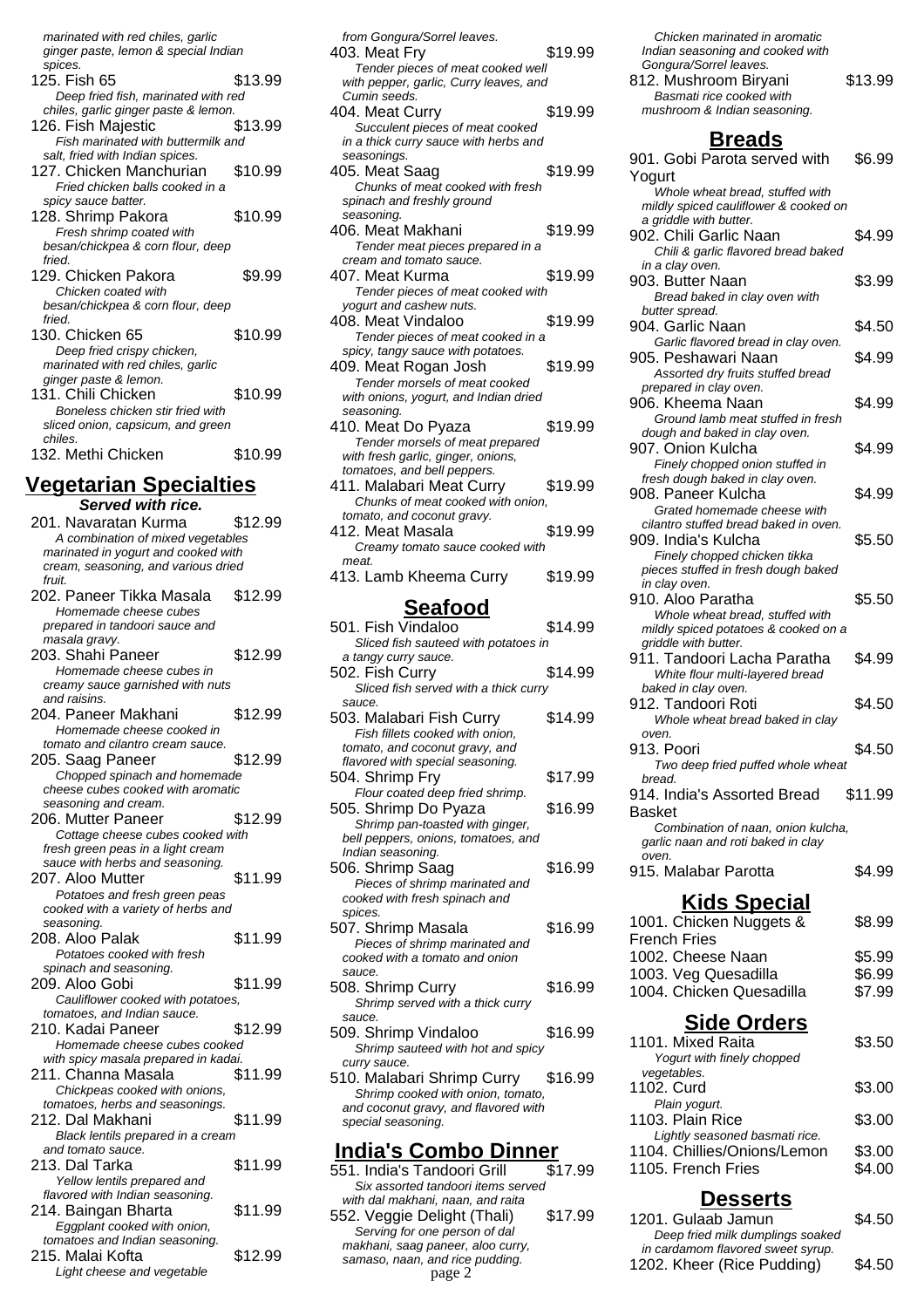*marinated with red chiles, garlic ginger paste, lemon & special Indian spices.*

125. Fish 65 — $13.99
*Deep fried fish, marinated with red chiles, garlic ginger paste & lemon.*

126. Fish Majestic — $13.99
*Fish marinated with buttermilk and salt, fried with Indian spices.*

127. Chicken Manchurian — $10.99
*Fried chicken balls cooked in a spicy sauce batter.*

128. Shrimp Pakora — $10.99
*Fresh shrimp coated with besan/chickpea & corn flour, deep fried.*

129. Chicken Pakora — $9.99
*Chicken coated with besan/chickpea & corn flour, deep fried.*

130. Chicken 65 — $10.99
*Deep fried crispy chicken, marinated with red chiles, garlic ginger paste & lemon.*

131. Chili Chicken — $10.99
*Boneless chicken stir fried with sliced onion, capsicum, and green chiles.*

132. Methi Chicken — $10.99

## Vegetarian Specialties

***Served with rice.***

201. Navaratan Kurma — $12.99
*A combination of mixed vegetables marinated in yogurt and cooked with cream, seasoning, and various dried fruit.*

202. Paneer Tikka Masala — $12.99
*Homemade cheese cubes prepared in tandoori sauce and masala gravy.*

203. Shahi Paneer — $12.99
*Homemade cheese cubes in creamy sauce garnished with nuts and raisins.*

204. Paneer Makhani — $12.99
*Homemade cheese cooked in tomato and cilantro cream sauce.*

205. Saag Paneer — $12.99
*Chopped spinach and homemade cheese cubes cooked with aromatic seasoning and cream.*

206. Mutter Paneer — $12.99
*Cottage cheese cubes cooked with fresh green peas in a light cream sauce with herbs and seasoning.*

207. Aloo Mutter — $11.99
*Potatoes and fresh green peas cooked with a variety of herbs and seasoning.*

208. Aloo Palak — $11.99
*Potatoes cooked with fresh spinach and seasoning.*

209. Aloo Gobi — $11.99
*Cauliflower cooked with potatoes, tomatoes, and Indian sauce.*

210. Kadai Paneer — $12.99
*Homemade cheese cubes cooked with spicy masala prepared in kadai.*

211. Channa Masala — $11.99
*Chickpeas cooked with onions, tomatoes, herbs and seasonings.*

212. Dal Makhani — $11.99
*Black lentils prepared in a cream and tomato sauce.*

213. Dal Tarka — $11.99
*Yellow lentils prepared and flavored with Indian seasoning.*

214. Baingan Bharta — $11.99
*Eggplant cooked with onion, tomatoes and Indian seasoning.*

215. Malai Kofta — $12.99
*Light cheese and vegetable*

*from Gongura/Sorrel leaves.*

403. Meat Fry — $19.99
*Tender pieces of meat cooked well with pepper, garlic, Curry leaves, and Cumin seeds.*

404. Meat Curry — $19.99
*Succulent pieces of meat cooked in a thick curry sauce with herbs and seasonings.*

405. Meat Saag — $19.99
*Chunks of meat cooked with fresh spinach and freshly ground seasoning.*

406. Meat Makhani — $19.99
*Tender meat pieces prepared in a cream and tomato sauce.*

407. Meat Kurma — $19.99
*Tender pieces of meat cooked with yogurt and cashew nuts.*

408. Meat Vindaloo — $19.99
*Tender pieces of meat cooked in a spicy, tangy sauce with potatoes.*

409. Meat Rogan Josh — $19.99
*Tender morsels of meat cooked with onions, yogurt, and Indian dried seasoning.*

410. Meat Do Pyaza — $19.99
*Tender morsels of meat prepared with fresh garlic, ginger, onions, tomatoes, and bell peppers.*

411. Malabari Meat Curry — $19.99
*Chunks of meat cooked with onion, tomato, and coconut gravy.*

412. Meat Masala — $19.99
*Creamy tomato sauce cooked with meat.*

413. Lamb Kheema Curry — $19.99

## Seafood

501. Fish Vindaloo — $14.99
*Sliced fish sauteed with potatoes in a tangy curry sauce.*

502. Fish Curry — $14.99
*Sliced fish served with a thick curry sauce.*

503. Malabari Fish Curry — $14.99
*Fish fillets cooked with onion, tomato, and coconut gravy, and flavored with special seasoning.*

504. Shrimp Fry — $17.99
*Flour coated deep fried shrimp.*

505. Shrimp Do Pyaza — $16.99
*Shrimp pan-toasted with ginger, bell peppers, onions, tomatoes, and Indian seasoning.*

506. Shrimp Saag — $16.99
*Pieces of shrimp marinated and cooked with fresh spinach and spices.*

507. Shrimp Masala — $16.99
*Pieces of shrimp marinated and cooked with a tomato and onion sauce.*

508. Shrimp Curry — $16.99
*Shrimp served with a thick curry sauce.*

509. Shrimp Vindaloo — $16.99
*Shrimp sauteed with hot and spicy curry sauce.*

510. Malabari Shrimp Curry — $16.99
*Shrimp cooked with onion, tomato, and coconut gravy, and flavored with special seasoning.*

## India's Combo Dinner

551. India's Tandoori Grill — $17.99
*Six assorted tandoori items served with dal makhani, naan, and raita*

552. Veggie Delight (Thali) — $17.99
*Serving for one person of dal makhani, saag paneer, aloo curry, samaso, naan, and rice pudding.*

*Chicken marinated in aromatic Indian seasoning and cooked with Gongura/Sorrel leaves.*

812. Mushroom Biryani — $13.99
*Basmati rice cooked with mushroom & Indian seasoning.*

## Breads

901. Gobi Parota served with Yogurt — $6.99
*Whole wheat bread, stuffed with mildly spiced cauliflower & cooked on a griddle with butter.*

902. Chili Garlic Naan — $4.99
*Chili & garlic flavored bread baked in a clay oven.*

903. Butter Naan — $3.99
*Bread baked in clay oven with butter spread.*

904. Garlic Naan — $4.50
*Garlic flavored bread in clay oven.*

905. Peshawari Naan — $4.99
*Assorted dry fruits stuffed bread prepared in clay oven.*

906. Kheema Naan — $4.99
*Ground lamb meat stuffed in fresh dough and baked in clay oven.*

907. Onion Kulcha — $4.99
*Finely chopped onion stuffed in fresh dough baked in clay oven.*

908. Paneer Kulcha — $4.99
*Grated homemade cheese with cilantro stuffed bread baked in oven.*

909. India's Kulcha — $5.50
*Finely chopped chicken tikka pieces stuffed in fresh dough baked in clay oven.*

910. Aloo Paratha — $5.50
*Whole wheat bread, stuffed with mildly spiced potatoes & cooked on a griddle with butter.*

911. Tandoori Lacha Paratha — $4.99
*White flour multi-layered bread baked in clay oven.*

912. Tandoori Roti — $4.50
*Whole wheat bread baked in clay oven.*

913. Poori — $4.50
*Two deep fried puffed whole wheat bread.*

914. India's Assorted Bread Basket — $11.99
*Combination of naan, onion kulcha, garlic naan and roti baked in clay oven.*

915. Malabar Parotta — $4.99

## Kids Special

1001. Chicken Nuggets & French Fries — $8.99

1002. Cheese Naan — $5.99

1003. Veg Quesadilla — $6.99

1004. Chicken Quesadilla — $7.99

## Side Orders

1101. Mixed Raita — $3.50
*Yogurt with finely chopped vegetables.*

1102. Curd — $3.00
*Plain yogurt.*

1103. Plain Rice — $3.00
*Lightly seasoned basmati rice.*

1104. Chillies/Onions/Lemon — $3.00

1105. French Fries — $4.00

## Desserts

1201. Gulaab Jamun — $4.50
*Deep fried milk dumplings soaked in cardamom flavored sweet syrup.*

1202. Kheer (Rice Pudding) — $4.50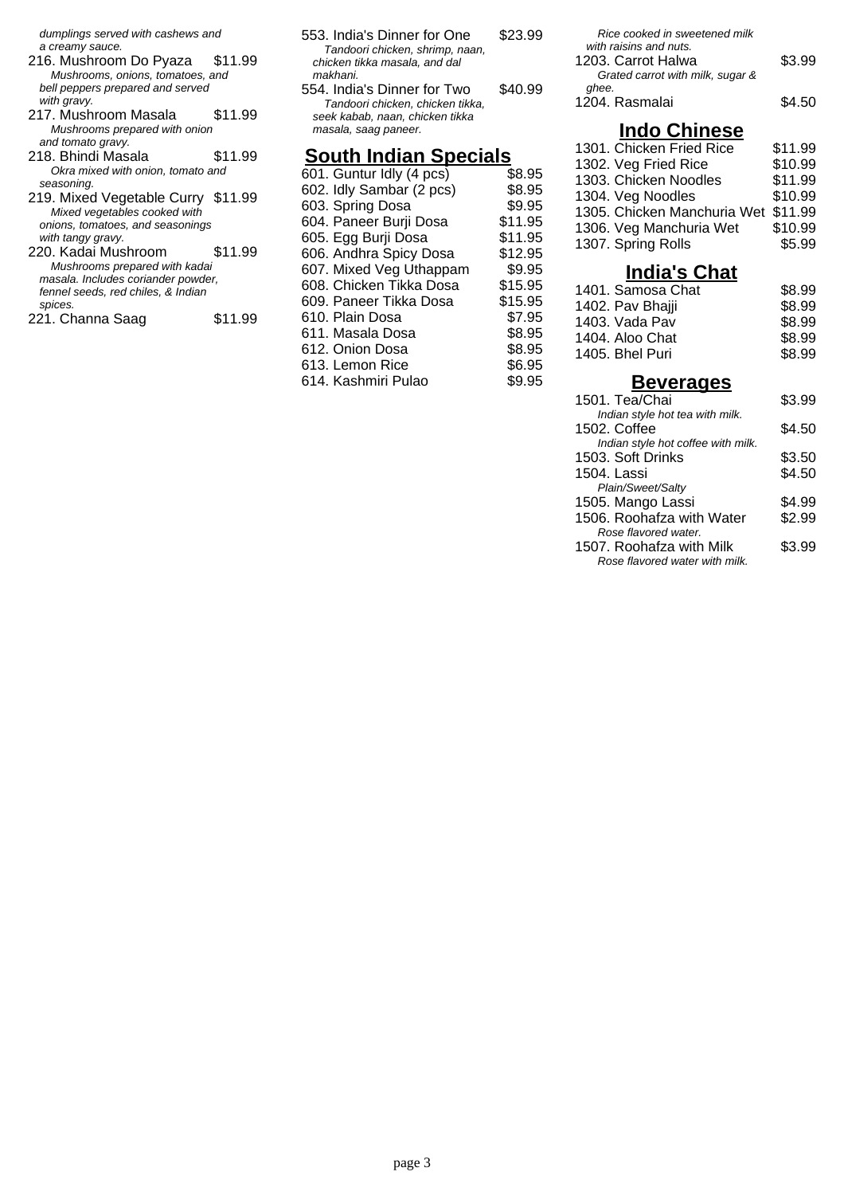*dumplings served with cashews and a creamy sauce.*

216. Mushroom Do Pyaza $11.99
*Mushrooms, onions, tomatoes, and bell peppers prepared and served with gravy.*

217. Mushroom Masala $11.99
*Mushrooms prepared with onion and tomato gravy.*

218. Bhindi Masala $11.99
*Okra mixed with onion, tomato and seasoning.*

219. Mixed Vegetable Curry $11.99
*Mixed vegetables cooked with onions, tomatoes, and seasonings with tangy gravy.*

220. Kadai Mushroom $11.99
*Mushrooms prepared with kadai masala. Includes coriander powder, fennel seeds, red chiles, & Indian spices.*

221. Channa Saag $11.99

553. India's Dinner for One $23.99
*Tandoori chicken, shrimp, naan, chicken tikka masala, and dal makhani.*

554. India's Dinner for Two $40.99
*Tandoori chicken, chicken tikka, seek kabab, naan, chicken tikka masala, saag paneer.*

## South Indian Specials

| | |
|---|---|
| 601. Guntur Idly (4 pcs) | $8.95 |
| 602. Idly Sambar (2 pcs) | $8.95 |
| 603. Spring Dosa | $9.95 |
| 604. Paneer Burji Dosa | $11.95 |
| 605. Egg Burji Dosa | $11.95 |
| 606. Andhra Spicy Dosa | $12.95 |
| 607. Mixed Veg Uthappam | $9.95 |
| 608. Chicken Tikka Dosa | $15.95 |
| 609. Paneer Tikka Dosa | $15.95 |
| 610. Plain Dosa | $7.95 |
| 611. Masala Dosa | $8.95 |
| 612. Onion Dosa | $8.95 |
| 613. Lemon Rice | $6.95 |
| 614. Kashmiri Pulao | $9.95 |

*Rice cooked in sweetened milk with raisins and nuts.*

1203. Carrot Halwa $3.99
*Grated carrot with milk, sugar & ghee.*

1204. Rasmalai $4.50

## Indo Chinese

| | |
|---|---|
| 1301. Chicken Fried Rice | $11.99 |
| 1302. Veg Fried Rice | $10.99 |
| 1303. Chicken Noodles | $11.99 |
| 1304. Veg Noodles | $10.99 |
| 1305. Chicken Manchuria Wet | $11.99 |
| 1306. Veg Manchuria Wet | $10.99 |
| 1307. Spring Rolls | $5.99 |

## India's Chat

| | |
|---|---|
| 1401. Samosa Chat | $8.99 |
| 1402. Pav Bhajji | $8.99 |
| 1403. Vada Pav | $8.99 |
| 1404. Aloo Chat | $8.99 |
| 1405. Bhel Puri | $8.99 |

## Beverages

1501. Tea/Chai $3.99
*Indian style hot tea with milk.*

1502. Coffee $4.50
*Indian style hot coffee with milk.*

1503. Soft Drinks $3.50

1504. Lassi $4.50
*Plain/Sweet/Salty*

1505. Mango Lassi $4.99

1506. Roohafza with Water $2.99
*Rose flavored water.*

1507. Roohafza with Milk $3.99
*Rose flavored water with milk.*